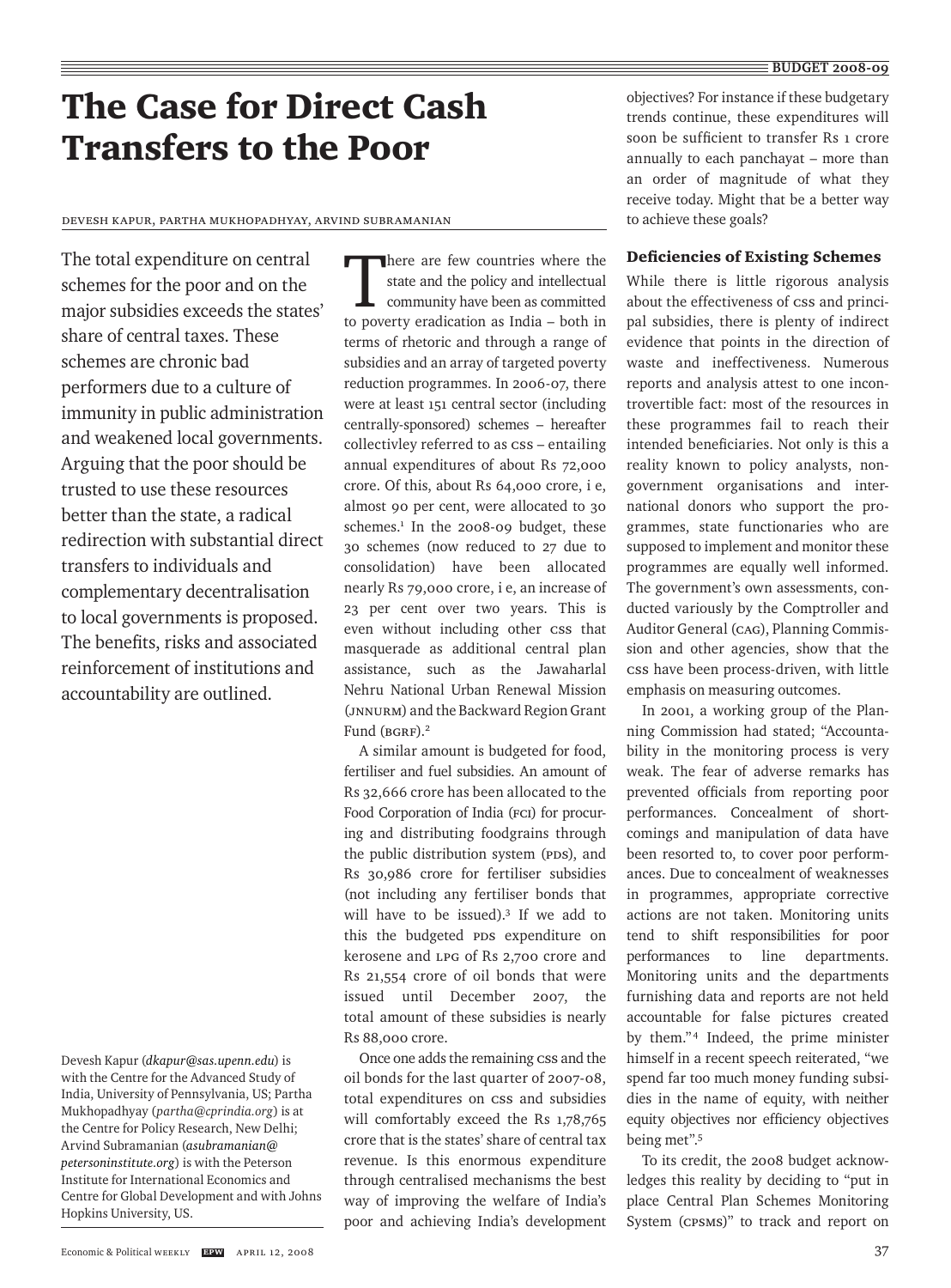# The Case for Direct Cash Transfers to the Poor

Devesh Kapur, Partha Mukhopadhyay, Arvind Subramanian

The total expenditure on central schemes for the poor and on the major subsidies exceeds the states' share of central taxes. These schemes are chronic bad performers due to a culture of immunity in public administration and weakened local governments. Arguing that the poor should be trusted to use these resources better than the state, a radical redirection with substantial direct transfers to individuals and complementary decentralisation to local governments is proposed. The benefits, risks and associated reinforcement of institutions and accountability are outlined.

Devesh Kapur (*dkapur@sas.upenn.edu*) is with the Centre for the Advanced Study of India, University of Pennsylvania, US; Partha Mukhopadhyay (*partha@cprindia.org*) is at the Centre for Policy Research, New Delhi; Arvind Subramanian (*asubramanian@petersoninstitute.org*) is with the Peterson Institute for International Economics and Centre for Global Development and with Johns Hopkins University, US.

There are few countries where the state and the policy and intellectual community have been as committed to poverty eradication as India – both in terms of rhetoric and through a range of subsidies and an array of targeted poverty reduction programmes. In 2006-07, there were at least 151 central sector (including centrally-sponsored) schemes – hereafter collectivley referred to as CSS – entailing annual expenditures of about Rs 72,000 crore. Of this, about Rs 64,000 crore, i e, almost 90 per cent, were allocated to 30 schemes.[1] In the 2008-09 budget, these 30 schemes (now reduced to 27 due to consolidation) have been allocated nearly Rs 79,000 crore, i e, an increase of 23 per cent over two years. This is even without including other CSS that masquerade as additional central plan assistance, such as the Jawaharlal Nehru National Urban Renewal Mission (JNNURM) and the Backward Region Grant Fund (BGRF).[2]

A similar amount is budgeted for food, fertiliser and fuel subsidies. An amount of Rs 32,666 crore has been allocated to the Food Corporation of India (FCI) for procuring and distributing foodgrains through the public distribution system (PDS), and Rs 30,986 crore for fertiliser subsidies (not including any fertiliser bonds that will have to be issued).[3] If we add to this the budgeted PDS expenditure on kerosene and LPG of Rs 2,700 crore and Rs 21,554 crore of oil bonds that were issued until December 2007, the total amount of these subsidies is nearly Rs 88,000 crore.

Once one adds the remaining CSS and the oil bonds for the last quarter of 2007-08, total expenditures on CSS and subsidies will comfortably exceed the Rs 1,78,765 crore that is the states' share of central tax revenue. Is this enormous expenditure through centralised mechanisms the best way of improving the welfare of India's poor and achieving India's development objectives? For instance if these budgetary trends continue, these expenditures will soon be sufficient to transfer Rs 1 crore annually to each panchayat – more than an order of magnitude of what they receive today. Might that be a better way to achieve these goals?

## Deficiencies of Existing Schemes

While there is little rigorous analysis about the effectiveness of CSS and principal subsidies, there is plenty of indirect evidence that points in the direction of waste and ineffectiveness. Numerous reports and analysis attest to one incontrovertible fact: most of the resources in these programmes fail to reach their intended beneficiaries. Not only is this a reality known to policy analysts, non-government organisations and international donors who support the programmes, state functionaries who are supposed to implement and monitor these programmes are equally well informed. The government's own assessments, conducted variously by the Comptroller and Auditor General (CAG), Planning Commission and other agencies, show that the CSS have been process-driven, with little emphasis on measuring outcomes.

In 2001, a working group of the Planning Commission had stated; "Accountability in the monitoring process is very weak. The fear of adverse remarks has prevented officials from reporting poor performances. Concealment of shortcomings and manipulation of data have been resorted to, to cover poor performances. Due to concealment of weaknesses in programmes, appropriate corrective actions are not taken. Monitoring units tend to shift responsibilities for poor performances to line departments. Monitoring units and the departments furnishing data and reports are not held accountable for false pictures created by them."[4] Indeed, the prime minister himself in a recent speech reiterated, "we spend far too much money funding subsidies in the name of equity, with neither equity objectives nor efficiency objectives being met".[5]

To its credit, the 2008 budget acknowledges this reality by deciding to "put in place Central Plan Schemes Monitoring System (CPSMS)" to track and report on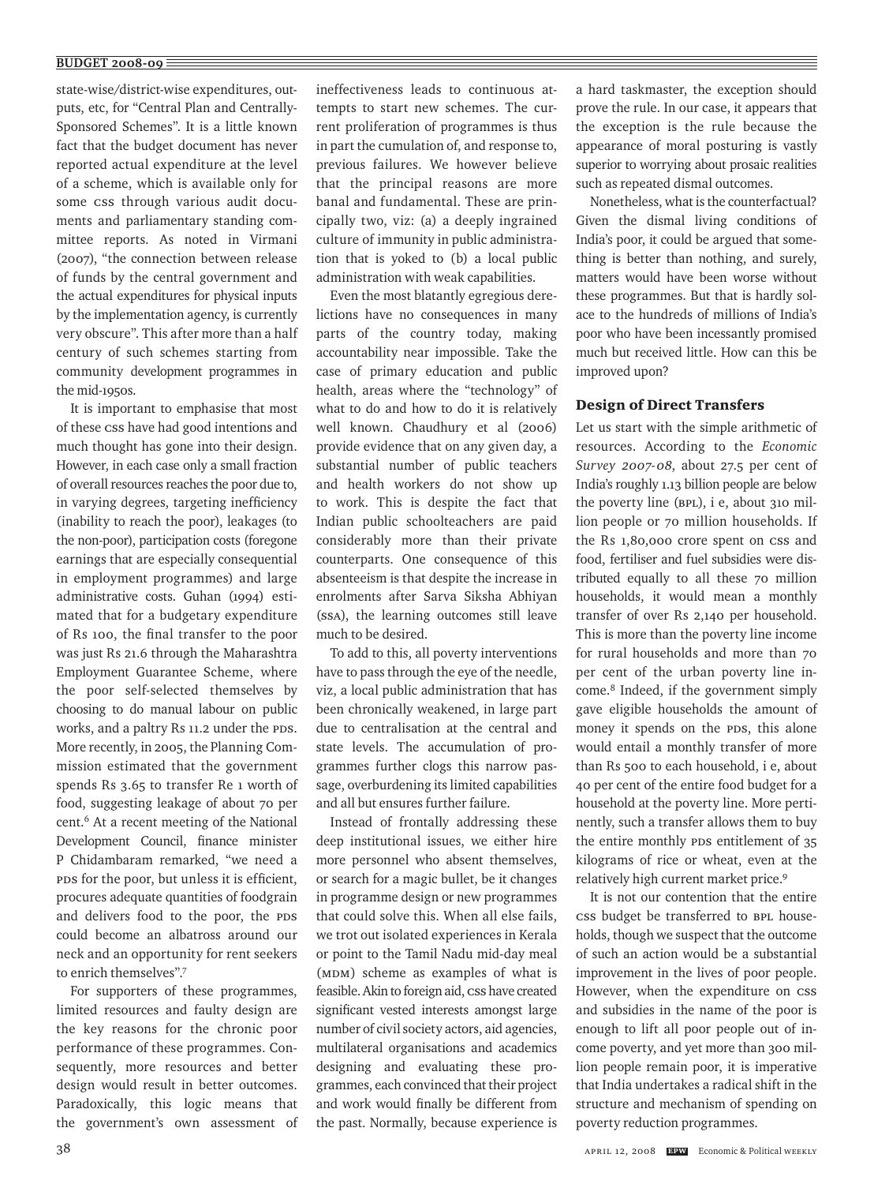state-wise/district-wise expenditures, outputs, etc, for "Central Plan and Centrally-Sponsored Schemes". It is a little known fact that the budget document has never reported actual expenditure at the level of a scheme, which is available only for some CSS through various audit documents and parliamentary standing committee reports. As noted in Virmani (2007), "the connection between release of funds by the central government and the actual expenditures for physical inputs by the implementation agency, is currently very obscure". This after more than a half century of such schemes starting from community development programmes in the mid-1950s.

It is important to emphasise that most of these CSS have had good intentions and much thought has gone into their design. However, in each case only a small fraction of overall resources reaches the poor due to, in varying degrees, targeting inefficiency (inability to reach the poor), leakages (to the non-poor), participation costs (foregone earnings that are especially consequential in employment programmes) and large administrative costs. Guhan (1994) estimated that for a budgetary expenditure of Rs 100, the final transfer to the poor was just Rs 21.6 through the Maharashtra Employment Guarantee Scheme, where the poor self-selected themselves by choosing to do manual labour on public works, and a paltry Rs 11.2 under the PDS. More recently, in 2005, the Planning Commission estimated that the government spends Rs 3.65 to transfer Re 1 worth of food, suggesting leakage of about 70 per cent.[6] At a recent meeting of the National Development Council, finance minister P Chidambaram remarked, "we need a PDS for the poor, but unless it is efficient, procures adequate quantities of foodgrain and delivers food to the poor, the PDS could become an albatross around our neck and an opportunity for rent seekers to enrich themselves".[7]

For supporters of these programmes, limited resources and faulty design are the key reasons for the chronic poor performance of these programmes. Consequently, more resources and better design would result in better outcomes. Paradoxically, this logic means that the government's own assessment of ineffectiveness leads to continuous attempts to start new schemes. The current proliferation of programmes is thus in part the cumulation of, and response to, previous failures. We however believe that the principal reasons are more banal and fundamental. These are principally two, viz: (a) a deeply ingrained culture of immunity in public administration that is yoked to (b) a local public administration with weak capabilities.

Even the most blatantly egregious derelictions have no consequences in many parts of the country today, making accountability near impossible. Take the case of primary education and public health, areas where the "technology" of what to do and how to do it is relatively well known. Chaudhury et al (2006) provide evidence that on any given day, a substantial number of public teachers and health workers do not show up to work. This is despite the fact that Indian public schoolteachers are paid considerably more than their private counterparts. One consequence of this absenteeism is that despite the increase in enrolments after Sarva Siksha Abhiyan (SSA), the learning outcomes still leave much to be desired.

To add to this, all poverty interventions have to pass through the eye of the needle, viz, a local public administration that has been chronically weakened, in large part due to centralisation at the central and state levels. The accumulation of programmes further clogs this narrow passage, overburdening its limited capabilities and all but ensures further failure.

Instead of frontally addressing these deep institutional issues, we either hire more personnel who absent themselves, or search for a magic bullet, be it changes in programme design or new programmes that could solve this. When all else fails, we trot out isolated experiences in Kerala or point to the Tamil Nadu mid-day meal (MDM) scheme as examples of what is feasible. Akin to foreign aid, CSS have created significant vested interests amongst large number of civil society actors, aid agencies, multilateral organisations and academics designing and evaluating these programmes, each convinced that their project and work would finally be different from the past. Normally, because experience is a hard taskmaster, the exception should prove the rule. In our case, it appears that the exception is the rule because the appearance of moral posturing is vastly superior to worrying about prosaic realities such as repeated dismal outcomes.

Nonetheless, what is the counterfactual? Given the dismal living conditions of India's poor, it could be argued that something is better than nothing, and surely, matters would have been worse without these programmes. But that is hardly solace to the hundreds of millions of India's poor who have been incessantly promised much but received little. How can this be improved upon?

## Design of Direct Transfers

Let us start with the simple arithmetic of resources. According to the *Economic Survey 2007-08*, about 27.5 per cent of India's roughly 1.13 billion people are below the poverty line (BPL), i e, about 310 million people or 70 million households. If the Rs 1,80,000 crore spent on CSS and food, fertiliser and fuel subsidies were distributed equally to all these 70 million households, it would mean a monthly transfer of over Rs 2,140 per household. This is more than the poverty line income for rural households and more than 70 per cent of the urban poverty line income.[8] Indeed, if the government simply gave eligible households the amount of money it spends on the PDS, this alone would entail a monthly transfer of more than Rs 500 to each household, i e, about 40 per cent of the entire food budget for a household at the poverty line. More pertinently, such a transfer allows them to buy the entire monthly PDS entitlement of 35 kilograms of rice or wheat, even at the relatively high current market price.[9]

It is not our contention that the entire CSS budget be transferred to BPL households, though we suspect that the outcome of such an action would be a substantial improvement in the lives of poor people. However, when the expenditure on CSS and subsidies in the name of the poor is enough to lift all poor people out of income poverty, and yet more than 300 million people remain poor, it is imperative that India undertakes a radical shift in the structure and mechanism of spending on poverty reduction programmes.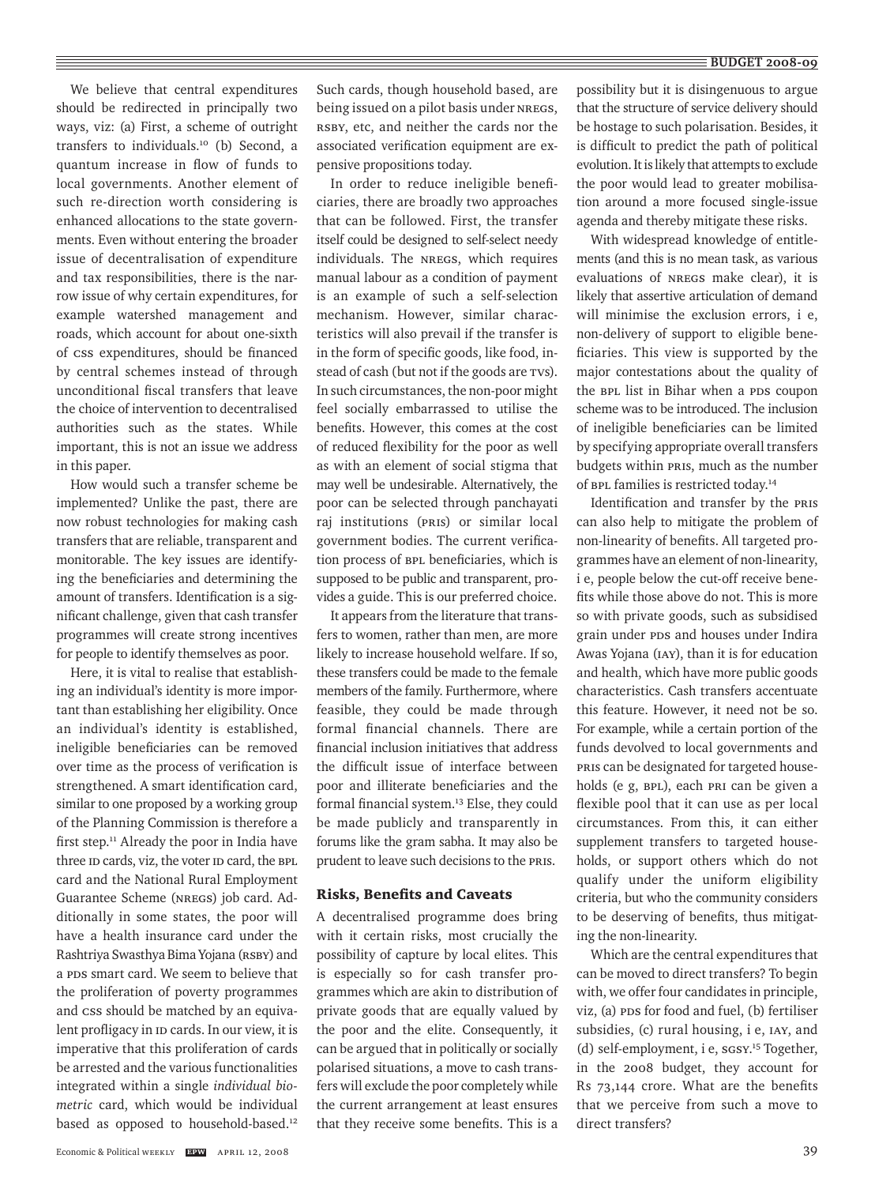We believe that central expenditures should be redirected in principally two ways, viz: (a) First, a scheme of outright transfers to individuals.[10] (b) Second, a quantum increase in flow of funds to local governments. Another element of such re-direction worth considering is enhanced allocations to the state governments. Even without entering the broader issue of decentralisation of expenditure and tax responsibilities, there is the narrow issue of why certain expenditures, for example watershed management and roads, which account for about one-sixth of CSS expenditures, should be financed by central schemes instead of through unconditional fiscal transfers that leave the choice of intervention to decentralised authorities such as the states. While important, this is not an issue we address in this paper.

How would such a transfer scheme be implemented? Unlike the past, there are now robust technologies for making cash transfers that are reliable, transparent and monitorable. The key issues are identifying the beneficiaries and determining the amount of transfers. Identification is a significant challenge, given that cash transfer programmes will create strong incentives for people to identify themselves as poor.

Here, it is vital to realise that establishing an individual's identity is more important than establishing her eligibility. Once an individual's identity is established, ineligible beneficiaries can be removed over time as the process of verification is strengthened. A smart identification card, similar to one proposed by a working group of the Planning Commission is therefore a first step.[11] Already the poor in India have three ID cards, viz, the voter ID card, the BPL card and the National Rural Employment Guarantee Scheme (NREGS) job card. Additionally in some states, the poor will have a health insurance card under the Rashtriya Swasthya Bima Yojana (RSBY) and a PDS smart card. We seem to believe that the proliferation of poverty programmes and CSS should be matched by an equivalent profligacy in ID cards. In our view, it is imperative that this proliferation of cards be arrested and the various functionalities integrated within a single *individual biometric* card, which would be individual based as opposed to household-based.[12] Such cards, though household based, are being issued on a pilot basis under NREGS, RSBY, etc, and neither the cards nor the associated verification equipment are expensive propositions today.

In order to reduce ineligible beneficiaries, there are broadly two approaches that can be followed. First, the transfer itself could be designed to self-select needy individuals. The NREGS, which requires manual labour as a condition of payment is an example of such a self-selection mechanism. However, similar characteristics will also prevail if the transfer is in the form of specific goods, like food, instead of cash (but not if the goods are TVs). In such circumstances, the non-poor might feel socially embarrassed to utilise the benefits. However, this comes at the cost of reduced flexibility for the poor as well as with an element of social stigma that may well be undesirable. Alternatively, the poor can be selected through panchayati raj institutions (PRIs) or similar local government bodies. The current verification process of BPL beneficiaries, which is supposed to be public and transparent, provides a guide. This is our preferred choice.

It appears from the literature that transfers to women, rather than men, are more likely to increase household welfare. If so, these transfers could be made to the female members of the family. Furthermore, where feasible, they could be made through formal financial channels. There are financial inclusion initiatives that address the difficult issue of interface between poor and illiterate beneficiaries and the formal financial system.[13] Else, they could be made publicly and transparently in forums like the gram sabha. It may also be prudent to leave such decisions to the PRIs.

## Risks, Benefits and Caveats

A decentralised programme does bring with it certain risks, most crucially the possibility of capture by local elites. This is especially so for cash transfer programmes which are akin to distribution of private goods that are equally valued by the poor and the elite. Consequently, it can be argued that in politically or socially polarised situations, a move to cash transfers will exclude the poor completely while the current arrangement at least ensures that they receive some benefits. This is a possibility but it is disingenuous to argue that the structure of service delivery should be hostage to such polarisation. Besides, it is difficult to predict the path of political evolution. It is likely that attempts to exclude the poor would lead to greater mobilisation around a more focused single-issue agenda and thereby mitigate these risks.

With widespread knowledge of entitlements (and this is no mean task, as various evaluations of NREGS make clear), it is likely that assertive articulation of demand will minimise the exclusion errors, i e, non-delivery of support to eligible beneficiaries. This view is supported by the major contestations about the quality of the BPL list in Bihar when a PDS coupon scheme was to be introduced. The inclusion of ineligible beneficiaries can be limited by specifying appropriate overall transfers budgets within PRIs, much as the number of BPL families is restricted today.[14]

Identification and transfer by the PRIs can also help to mitigate the problem of non-linearity of benefits. All targeted programmes have an element of non-linearity, i e, people below the cut-off receive benefits while those above do not. This is more so with private goods, such as subsidised grain under PDS and houses under Indira Awas Yojana (IAY), than it is for education and health, which have more public goods characteristics. Cash transfers accentuate this feature. However, it need not be so. For example, while a certain portion of the funds devolved to local governments and PRIs can be designated for targeted households (e g, BPL), each PRI can be given a flexible pool that it can use as per local circumstances. From this, it can either supplement transfers to targeted households, or support others which do not qualify under the uniform eligibility criteria, but who the community considers to be deserving of benefits, thus mitigating the non-linearity.

Which are the central expenditures that can be moved to direct transfers? To begin with, we offer four candidates in principle, viz, (a) PDS for food and fuel, (b) fertiliser subsidies, (c) rural housing, i e, IAY, and (d) self-employment, i e, SGSY.[15] Together, in the 2008 budget, they account for Rs 73,144 crore. What are the benefits that we perceive from such a move to direct transfers?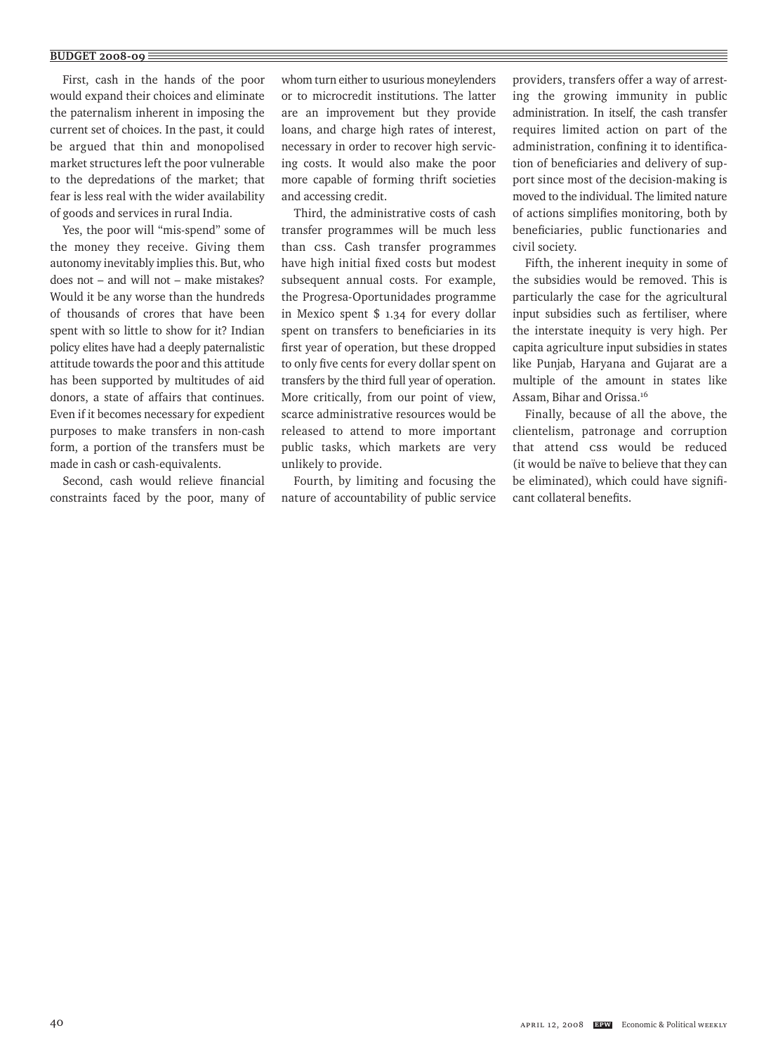First, cash in the hands of the poor would expand their choices and eliminate the paternalism inherent in imposing the current set of choices. In the past, it could be argued that thin and monopolised market structures left the poor vulnerable to the depredations of the market; that fear is less real with the wider availability of goods and services in rural India.

Yes, the poor will "mis-spend" some of the money they receive. Giving them autonomy inevitably implies this. But, who does not – and will not – make mistakes? Would it be any worse than the hundreds of thousands of crores that have been spent with so little to show for it? Indian policy elites have had a deeply paternalistic attitude towards the poor and this attitude has been supported by multitudes of aid donors, a state of affairs that continues. Even if it becomes necessary for expedient purposes to make transfers in non-cash form, a portion of the transfers must be made in cash or cash-equivalents.

Second, cash would relieve financial constraints faced by the poor, many of whom turn either to usurious moneylenders or to microcredit institutions. The latter are an improvement but they provide loans, and charge high rates of interest, necessary in order to recover high servicing costs. It would also make the poor more capable of forming thrift societies and accessing credit.

Third, the administrative costs of cash transfer programmes will be much less than CSS. Cash transfer programmes have high initial fixed costs but modest subsequent annual costs. For example, the Progresa-Oportunidades programme in Mexico spent $ 1.34 for every dollar spent on transfers to beneficiaries in its first year of operation, but these dropped to only five cents for every dollar spent on transfers by the third full year of operation. More critically, from our point of view, scarce administrative resources would be released to attend to more important public tasks, which markets are very unlikely to provide.

Fourth, by limiting and focusing the nature of accountability of public service providers, transfers offer a way of arresting the growing immunity in public administration. In itself, the cash transfer requires limited action on part of the administration, confining it to identification of beneficiaries and delivery of support since most of the decision-making is moved to the individual. The limited nature of actions simplifies monitoring, both by beneficiaries, public functionaries and civil society.

Fifth, the inherent inequity in some of the subsidies would be removed. This is particularly the case for the agricultural input subsidies such as fertiliser, where the interstate inequity is very high. Per capita agriculture input subsidies in states like Punjab, Haryana and Gujarat are a multiple of the amount in states like Assam, Bihar and Orissa.[16]

Finally, because of all the above, the clientelism, patronage and corruption that attend CSS would be reduced (it would be naïve to believe that they can be eliminated), which could have significant collateral benefits.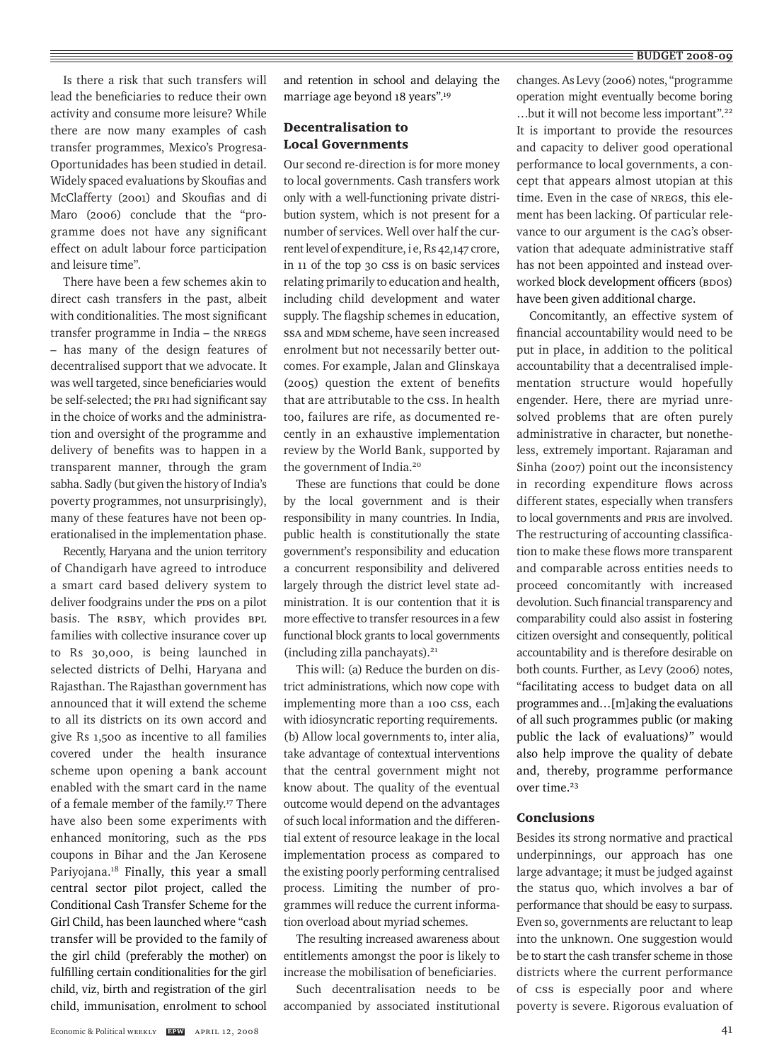Is there a risk that such transfers will lead the beneficiaries to reduce their own activity and consume more leisure? While there are now many examples of cash transfer programmes, Mexico's Progresa-Oportunidades has been studied in detail. Widely spaced evaluations by Skoufias and McClafferty (2001) and Skoufias and di Maro (2006) conclude that the "programme does not have any significant effect on adult labour force participation and leisure time".

There have been a few schemes akin to direct cash transfers in the past, albeit with conditionalities. The most significant transfer programme in India – the NREGS – has many of the design features of decentralised support that we advocate. It was well targeted, since beneficiaries would be self-selected; the PRI had significant say in the choice of works and the administration and oversight of the programme and delivery of benefits was to happen in a transparent manner, through the gram sabha. Sadly (but given the history of India's poverty programmes, not unsurprisingly), many of these features have not been operationalised in the implementation phase.

Recently, Haryana and the union territory of Chandigarh have agreed to introduce a smart card based delivery system to deliver foodgrains under the PDS on a pilot basis. The RSBY, which provides BPL families with collective insurance cover up to Rs 30,000, is being launched in selected districts of Delhi, Haryana and Rajasthan. The Rajasthan government has announced that it will extend the scheme to all its districts on its own accord and give Rs 1,500 as incentive to all families covered under the health insurance scheme upon opening a bank account enabled with the smart card in the name of a female member of the family.[17] There have also been some experiments with enhanced monitoring, such as the PDS coupons in Bihar and the Jan Kerosene Pariyojana.[18] Finally, this year a small central sector pilot project, called the Conditional Cash Transfer Scheme for the Girl Child, has been launched where "cash transfer will be provided to the family of the girl child (preferably the mother) on fulfilling certain conditionalities for the girl child, viz, birth and registration of the girl child, immunisation, enrolment to school and retention in school and delaying the marriage age beyond 18 years".[19]

## Decentralisation to Local Governments

Our second re-direction is for more money to local governments. Cash transfers work only with a well-functioning private distribution system, which is not present for a number of services. Well over half the current level of expenditure, i e, Rs 42,147 crore, in 11 of the top 30 CSS is on basic services relating primarily to education and health, including child development and water supply. The flagship schemes in education, SSA and MDM scheme, have seen increased enrolment but not necessarily better outcomes. For example, Jalan and Glinskaya (2005) question the extent of benefits that are attributable to the CSS. In health too, failures are rife, as documented recently in an exhaustive implementation review by the World Bank, supported by the government of India.[20]

These are functions that could be done by the local government and is their responsibility in many countries. In India, public health is constitutionally the state government's responsibility and education a concurrent responsibility and delivered largely through the district level state administration. It is our contention that it is more effective to transfer resources in a few functional block grants to local governments (including zilla panchayats).[21]

This will: (a) Reduce the burden on district administrations, which now cope with implementing more than a 100 CSS, each with idiosyncratic reporting requirements. (b) Allow local governments to, inter alia, take advantage of contextual interventions that the central government might not know about. The quality of the eventual outcome would depend on the advantages of such local information and the differential extent of resource leakage in the local implementation process as compared to the existing poorly performing centralised process. Limiting the number of programmes will reduce the current information overload about myriad schemes.

The resulting increased awareness about entitlements amongst the poor is likely to increase the mobilisation of beneficiaries.

Such decentralisation needs to be accompanied by associated institutional changes. As Levy (2006) notes, "programme operation might eventually become boring …but it will not become less important".[22] It is important to provide the resources and capacity to deliver good operational performance to local governments, a concept that appears almost utopian at this time. Even in the case of NREGS, this element has been lacking. Of particular relevance to our argument is the CAG's observation that adequate administrative staff has not been appointed and instead overworked block development officers (BDOs) have been given additional charge.

Concomitantly, an effective system of financial accountability would need to be put in place, in addition to the political accountability that a decentralised implementation structure would hopefully engender. Here, there are myriad unresolved problems that are often purely administrative in character, but nonetheless, extremely important. Rajaraman and Sinha (2007) point out the inconsistency in recording expenditure flows across different states, especially when transfers to local governments and PRIs are involved. The restructuring of accounting classification to make these flows more transparent and comparable across entities needs to proceed concomitantly with increased devolution. Such financial transparency and comparability could also assist in fostering citizen oversight and consequently, political accountability and is therefore desirable on both counts. Further, as Levy (2006) notes, "facilitating access to budget data on all programmes and…[m]aking the evaluations of all such programmes public (or making public the lack of evaluations)" would also help improve the quality of debate and, thereby, programme performance over time.[23]

## Conclusions

Besides its strong normative and practical underpinnings, our approach has one large advantage; it must be judged against the status quo, which involves a bar of performance that should be easy to surpass. Even so, governments are reluctant to leap into the unknown. One suggestion would be to start the cash transfer scheme in those districts where the current performance of CSS is especially poor and where poverty is severe. Rigorous evaluation of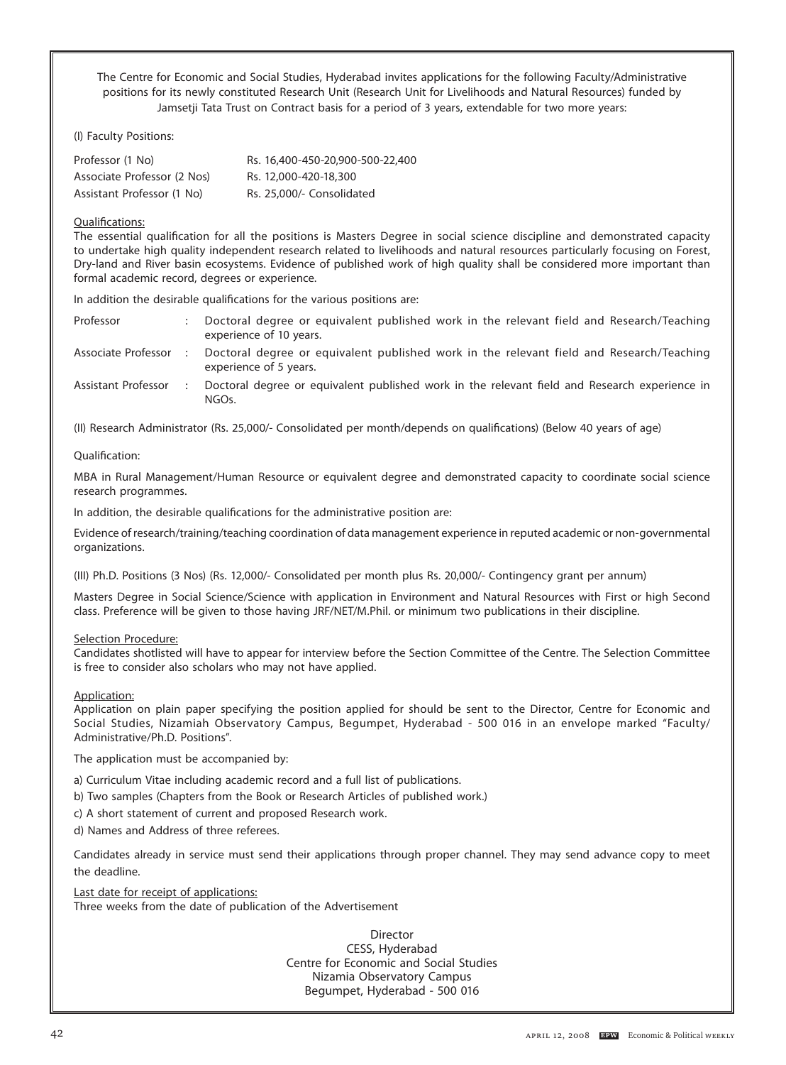The Centre for Economic and Social Studies, Hyderabad invites applications for the following Faculty/Administrative positions for its newly constituted Research Unit (Research Unit for Livelihoods and Natural Resources) funded by Jamsetji Tata Trust on Contract basis for a period of 3 years, extendable for two more years:

(I) Faculty Positions:

| | |
|---|---|
| Professor (1 No) | Rs. 16,400-450-20,900-500-22,400 |
| Associate Professor (2 Nos) | Rs. 12,000-420-18,300 |
| Assistant Professor (1 No) | Rs. 25,000/- Consolidated |

Qualifications:

The essential qualification for all the positions is Masters Degree in social science discipline and demonstrated capacity to undertake high quality independent research related to livelihoods and natural resources particularly focusing on Forest, Dry-land and River basin ecosystems. Evidence of published work of high quality shall be considered more important than formal academic record, degrees or experience.

In addition the desirable qualifications for the various positions are:

| | | |
|---|---|---|
| Professor | : | Doctoral degree or equivalent published work in the relevant field and Research/Teaching experience of 10 years. |
| Associate Professor | : | Doctoral degree or equivalent published work in the relevant field and Research/Teaching experience of 5 years. |
| Assistant Professor | : | Doctoral degree or equivalent published work in the relevant field and Research experience in NGOs. |

(II) Research Administrator (Rs. 25,000/- Consolidated per month/depends on qualifications) (Below 40 years of age)

Qualification:

MBA in Rural Management/Human Resource or equivalent degree and demonstrated capacity to coordinate social science research programmes.

In addition, the desirable qualifications for the administrative position are:

Evidence of research/training/teaching coordination of data management experience in reputed academic or non-governmental organizations.

(III) Ph.D. Positions (3 Nos) (Rs. 12,000/- Consolidated per month plus Rs. 20,000/- Contingency grant per annum)

Masters Degree in Social Science/Science with application in Environment and Natural Resources with First or high Second class. Preference will be given to those having JRF/NET/M.Phil. or minimum two publications in their discipline.

Selection Procedure:

Candidates shotlisted will have to appear for interview before the Section Committee of the Centre. The Selection Committee is free to consider also scholars who may not have applied.

Application:

Application on plain paper specifying the position applied for should be sent to the Director, Centre for Economic and Social Studies, Nizamiah Observatory Campus, Begumpet, Hyderabad - 500 016 in an envelope marked "Faculty/ Administrative/Ph.D. Positions".

The application must be accompanied by:

a) Curriculum Vitae including academic record and a full list of publications.

b) Two samples (Chapters from the Book or Research Articles of published work.)

c) A short statement of current and proposed Research work.

d) Names and Address of three referees.

Candidates already in service must send their applications through proper channel. They may send advance copy to meet the deadline.

Last date for receipt of applications:

Three weeks from the date of publication of the Advertisement

Director
CESS, Hyderabad
Centre for Economic and Social Studies
Nizamia Observatory Campus
Begumpet, Hyderabad - 500 016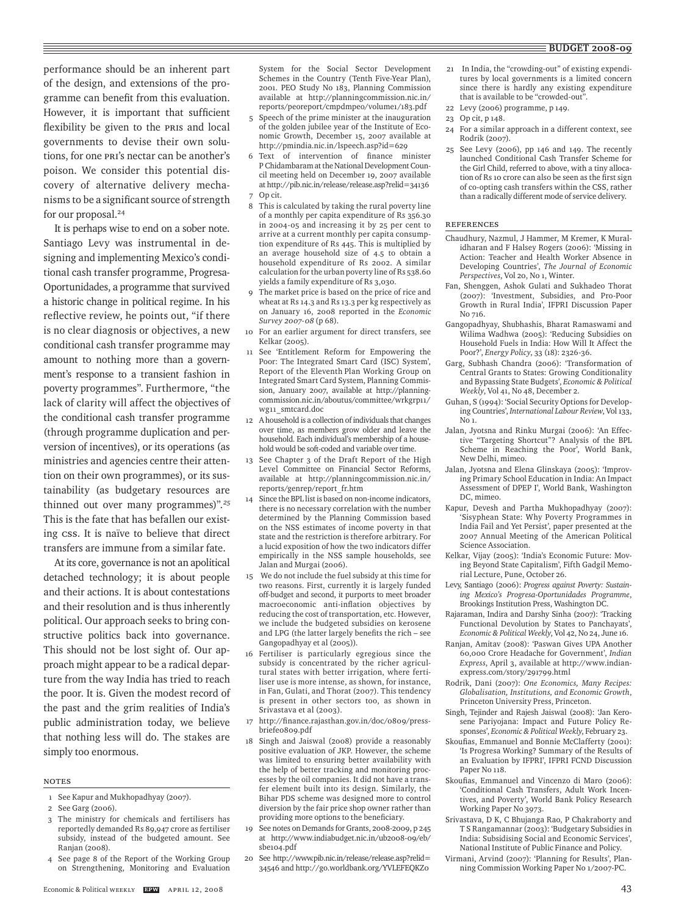performance should be an inherent part of the design, and extensions of the programme can benefit from this evaluation. However, it is important that sufficient flexibility be given to the PRIs and local governments to devise their own solutions, for one PRI's nectar can be another's poison. We consider this potential discovery of alternative delivery mechanisms to be a significant source of strength for our proposal.[24]

It is perhaps wise to end on a sober note. Santiago Levy was instrumental in designing and implementing Mexico's conditional cash transfer programme, Progresa-Oportunidades, a programme that survived a historic change in political regime. In his reflective review, he points out, "if there is no clear diagnosis or objectives, a new conditional cash transfer programme may amount to nothing more than a government's response to a transient fashion in poverty programmes". Furthermore, "the lack of clarity will affect the objectives of the conditional cash transfer programme (through programme duplication and perversion of incentives), or its operations (as ministries and agencies centre their attention on their own programmes), or its sustainability (as budgetary resources are thinned out over many programmes)".[25] This is the fate that has befallen our existing CSS. It is naïve to believe that direct transfers are immune from a similar fate.

At its core, governance is not an apolitical detached technology; it is about people and their actions. It is about contestations and their resolution and is thus inherently political. Our approach seeks to bring constructive politics back into governance. This should not be lost sight of. Our approach might appear to be a radical departure from the way India has tried to reach the poor. It is. Given the modest record of the past and the grim realities of India's public administration today, we believe that nothing less will do. The stakes are simply too enormous.

## NOTES

1 See Kapur and Mukhopadhyay (2007).

2 See Garg (2006).

3 The ministry for chemicals and fertilisers has reportedly demanded Rs 89,947 crore as fertiliser subsidy, instead of the budgeted amount. See Ranjan (2008).

4 See page 8 of the Report of the Working Group on Strengthening, Monitoring and Evaluation System for the Social Sector Development Schemes in the Country (Tenth Five-Year Plan), 2001. PEO Study No 183, Planning Commission available at http://planningcommission.nic.in/reports/peoreport/cmpdmpeo/volume1/183.pdf

5 Speech of the prime minister at the inauguration of the golden jubilee year of the Institute of Economic Growth, December 15, 2007 available at http://pmindia.nic.in/lspeech.asp?id=629

6 Text of intervention of finance minister P Chidambaram at the National Development Council meeting held on December 19, 2007 available at http://pib.nic.in/release/release.asp?relid=34136

7 Op cit.

8 This is calculated by taking the rural poverty line of a monthly per capita expenditure of Rs 356.30 in 2004-05 and increasing it by 25 per cent to arrive at a current monthly per capita consumption expenditure of Rs 445. This is multiplied by an average household size of 4.5 to obtain a household expenditure of Rs 2002. A similar calculation for the urban poverty line of Rs 538.60 yields a family expenditure of Rs 3,030.

9 The market price is based on the price of rice and wheat at Rs 14.3 and Rs 13.3 per kg respectively as on January 16, 2008 reported in the *Economic Survey 2007-08* (p 68).

10 For an earlier argument for direct transfers, see Kelkar (2005).

11 See 'Entitlement Reform for Empowering the Poor: The Integrated Smart Card (ISC) System', Report of the Eleventh Plan Working Group on Integrated Smart Card System, Planning Commission, January 2007, available at http://planningcommission.nic.in/aboutus/committee/wrkgrp11/wg11_smtcard.doc

12 A household is a collection of individuals that changes over time, as members grow older and leave the household. Each individual's membership of a household would be soft-coded and variable over time.

13 See Chapter 3 of the Draft Report of the High Level Committee on Financial Sector Reforms, available at http://planningcommission.nic.in/reports/genrep/report_fr.htm

14 Since the BPL list is based on non-income indicators, there is no necessary correlation with the number determined by the Planning Commission based on the NSS estimates of income poverty in that state and the restriction is therefore arbitrary. For a lucid exposition of how the two indicators differ empirically in the NSS sample households, see Jalan and Murgai (2006).

15 We do not include the fuel subsidy at this time for two reasons. First, currently it is largely funded off-budget and second, it purports to meet broader macroeconomic anti-inflation objectives by reducing the cost of transportation, etc. However, we include the budgeted subsidies on kerosene and LPG (the latter largely benefits the rich – see Gangopadhyay et al (2005)).

16 Fertiliser is particularly egregious since the subsidy is concentrated by the richer agricultural states with better irrigation, where fertiliser use is more intense, as shown, for instance, in Fan, Gulati, and Thorat (2007). This tendency is present in other sectors too, as shown in Srivastava et al (2003).

17 http://finance.rajasthan.gov.in/doc/0809/pressbriefe0809.pdf

18 Singh and Jaiswal (2008) provide a reasonably positive evaluation of JKP. However, the scheme was limited to ensuring better availability with the help of better tracking and monitoring processes by the oil companies. It did not have a transfer element built into its design. Similarly, the Bihar PDS scheme was designed more to control diversion by the fair price shop owner rather than providing more options to the beneficiary.

19 See notes on Demands for Grants, 2008-2009, p 245 at http://www.indiabudget.nic.in/ub2008-09/eb/sbe104.pdf

20 See http://www.pib.nic.in/release/release.asp?relid=34546 and http://go.worldbank.org/YVLEFEQKZ0

21 In India, the "crowding-out" of existing expenditures by local governments is a limited concern since there is hardly any existing expenditure that is available to be "crowded-out".

22 Levy (2006) programme, p 149.

23 Op cit, p 148.

24 For a similar approach in a different context, see Rodrik (2007).

25 See Levy (2006), pp 146 and 149. The recently launched Conditional Cash Transfer Scheme for the Girl Child, referred to above, with a tiny allocation of Rs 10 crore can also be seen as the first sign of co-opting cash transfers within the CSS, rather than a radically different mode of service delivery.

## REFERENCES

Chaudhury, Nazmul, J Hammer, M Kremer, K Muralidharan and F Halsey Rogers (2006): 'Missing in Action: Teacher and Health Worker Absence in Developing Countries', *The Journal of Economic Perspectives*, Vol 20, No 1, Winter.

Fan, Shenggen, Ashok Gulati and Sukhadeo Thorat (2007): 'Investment, Subsidies, and Pro-Poor Growth in Rural India', IFPRI Discussion Paper No 716.

Gangopadhyay, Shubhashis, Bharat Ramaswami and Wilima Wadhwa (2005): 'Reducing Subsidies on Household Fuels in India: How Will It Affect the Poor?', *Energy Policy*, 33 (18): 2326-36.

Garg, Subhash Chandra (2006): 'Transformation of Central Grants to States: Growing Conditionality and Bypassing State Budgets', *Economic & Political Weekly*, Vol 41, No 48, December 2.

Guhan, S (1994): 'Social Security Options for Developing Countries', *International Labour Review*, Vol 133, No 1.

Jalan, Jyotsna and Rinku Murgai (2006): 'An Effective "Targeting Shortcut"? Analysis of the BPL Scheme in Reaching the Poor', World Bank, New Delhi, mimeo.

Jalan, Jyotsna and Elena Glinskaya (2005): 'Improving Primary School Education in India: An Impact Assessment of DPEP I', World Bank, Washington DC, mimeo.

Kapur, Devesh and Partha Mukhopadhyay (2007): 'Sisyphean State: Why Poverty Programmes in India Fail and Yet Persist', paper presented at the 2007 Annual Meeting of the American Political Science Association.

Kelkar, Vijay (2005): 'India's Economic Future: Moving Beyond State Capitalism', Fifth Gadgil Memorial Lecture, Pune, October 26.

Levy, Santiago (2006): *Progress against Poverty: Sustaining Mexico's Progresa-Oportunidades Programme*, Brookings Institution Press, Washington DC.

Rajaraman, Indira and Darshy Sinha (2007): 'Tracking Functional Devolution by States to Panchayats', *Economic & Political Weekly*, Vol 42, No 24, June 16.

Ranjan, Amitav (2008): 'Paswan Gives UPA Another 60,000 Crore Headache for Government', *Indian Express*, April 3, available at http://www.indianexpress.com/story/291799.html

Rodrik, Dani (2007): *One Economics, Many Recipes: Globalisation, Institutions, and Economic Growth*, Princeton University Press, Princeton.

Singh, Tejinder and Rajesh Jaiswal (2008): 'Jan Kerosene Pariyojana: Impact and Future Policy Responses', *Economic & Political Weekly*, February 23.

Skoufias, Emmanuel and Bonnie McClafferty (2001): 'Is Progresa Working? Summary of the Results of an Evaluation by IFPRI', IFPRI FCND Discussion Paper No 118.

Skoufias, Emmanuel and Vincenzo di Maro (2006): 'Conditional Cash Transfers, Adult Work Incentives, and Poverty', World Bank Policy Research Working Paper No 3973.

Srivastava, D K, C Bhujanga Rao, P Chakraborty and T S Rangamannar (2003): 'Budgetary Subsidies in India: Subsidising Social and Economic Services', National Institute of Public Finance and Policy.

Virmani, Arvind (2007): 'Planning for Results', Planning Commission Working Paper No 1/2007-PC.